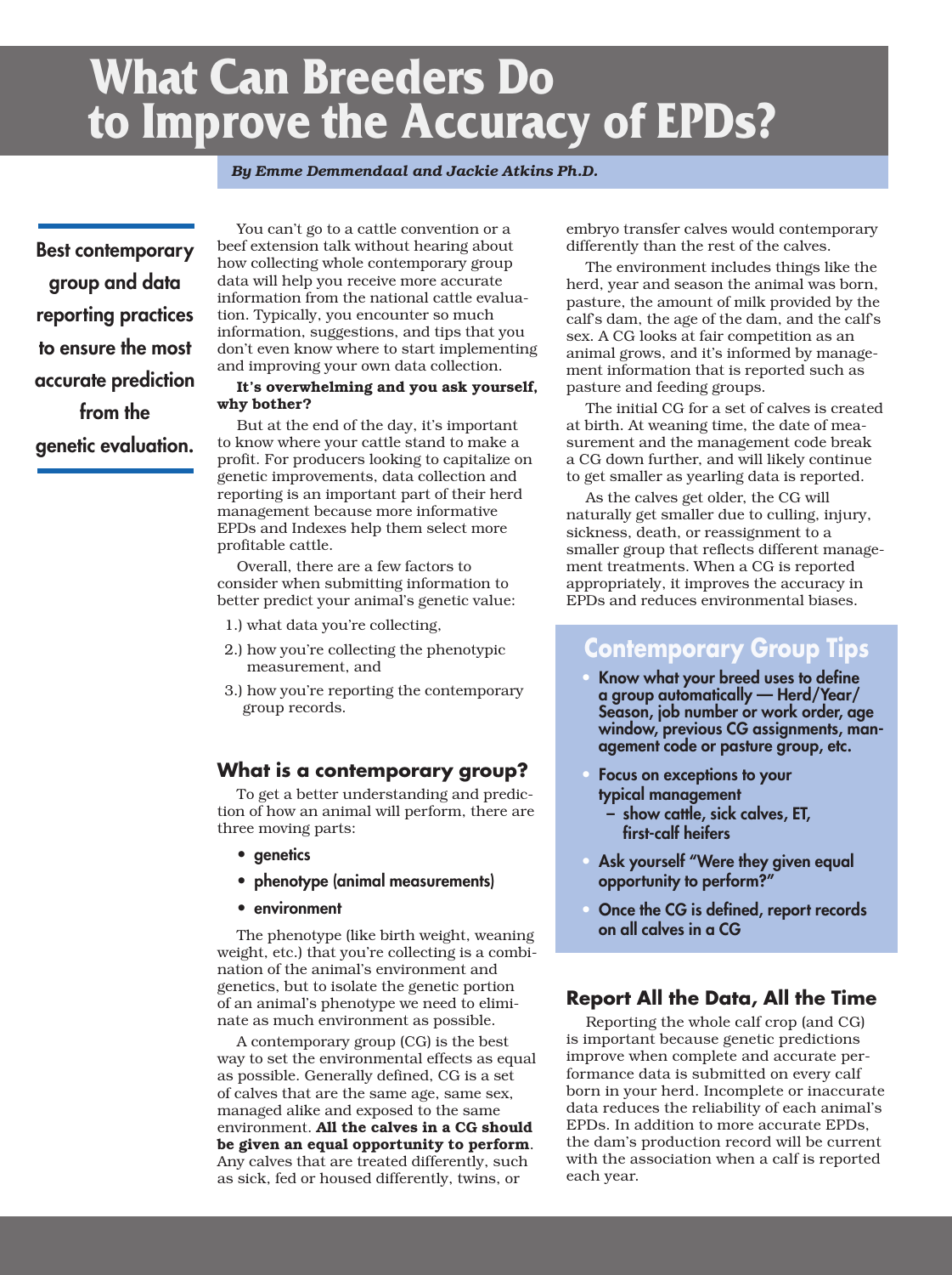# What Can Breeders Do to Improve the Accuracy of EPDs?

*By Emme Demmendaal and Jackie Atkins Ph.D.*

**Best contemporary group and data reporting practices to ensure the most accurate prediction from the genetic evaluation.**

You can't go to a cattle convention or a beef extension talk without hearing about how collecting whole contemporary group data will help you receive more accurate information from the national cattle evaluation. Typically, you encounter so much information, suggestions, and tips that you don't even know where to start implementing and improving your own data collection.

**It's overwhelming and you ask yourself, why bother?**

But at the end of the day, it's important to know where your cattle stand to make a profit. For producers looking to capitalize on genetic improvements, data collection and reporting is an important part of their herd management because more informative EPDs and Indexes help them select more profitable cattle.

Overall, there are a few factors to consider when submitting information to better predict your animal's genetic value:

1.) what data you're collecting,

2.) how you're collecting the phenotypic measurement, and

3.) how you're reporting the contemporary group records.

## What is a contemporary group?

To get a better understanding and prediction of how an animal will perform, there are three moving parts:

- **genetics**
- **phenotype (animal measurements)**
- **environment**

The phenotype (like birth weight, weaning weight, etc.) that you're collecting is a combination of the animal's environment and genetics, but to isolate the genetic portion of an animal's phenotype we need to eliminate as much environment as possible.

A contemporary group (CG) is the best way to set the environmental effects as equal as possible. Generally defined, CG is a set of calves that are the same age, same sex, managed alike and exposed to the same environment. **All the calves in a CG should be given an equal opportunity to perform**. Any calves that are treated differently, such as sick, fed or housed differently, twins, or embryo transfer calves would contemporary differently than the rest of the calves.

The environment includes things like the herd, year and season the animal was born, pasture, the amount of milk provided by the calf's dam, the age of the dam, and the calf's sex. A CG looks at fair competition as an animal grows, and it's informed by management information that is reported such as pasture and feeding groups.

The initial CG for a set of calves is created at birth. At weaning time, the date of measurement and the management code break a CG down further, and will likely continue to get smaller as yearling data is reported.

As the calves get older, the CG will naturally get smaller due to culling, injury, sickness, death, or reassignment to a smaller group that reflects different management treatments. When a CG is reported appropriately, it improves the accuracy in EPDs and reduces environmental biases.

## Contemporary Group Tips

- **Know what your breed uses to define a group automatically — Herd/Year/Season, job number or work order, age window, previous CG assignments, management code or pasture group, etc.**
- **Focus on exceptions to your typical management**
  - **show cattle, sick calves, ET, first-calf heifers**
- **Ask yourself "Were they given equal opportunity to perform?"**
- **Once the CG is defined, report records on all calves in a CG**

## Report All the Data, All the Time

Reporting the whole calf crop (and CG) is important because genetic predictions improve when complete and accurate performance data is submitted on every calf born in your herd. Incomplete or inaccurate data reduces the reliability of each animal's EPDs. In addition to more accurate EPDs, the dam's production record will be current with the association when a calf is reported each year.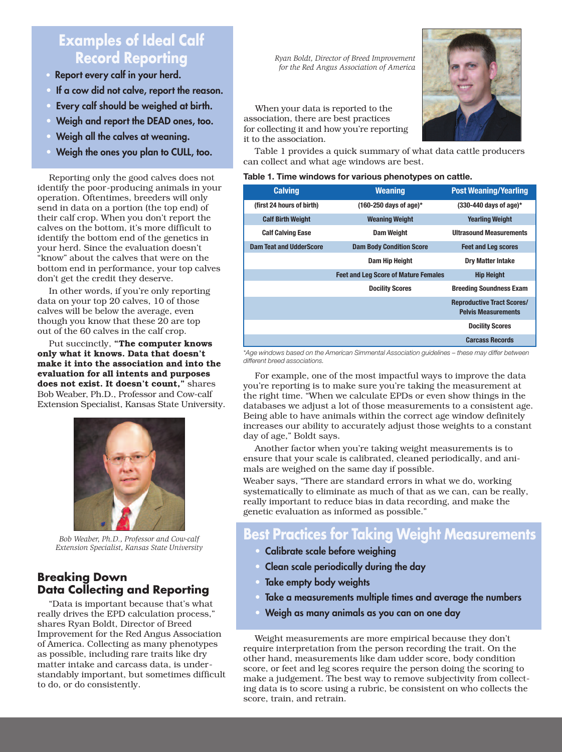## Examples of Ideal Calf Record Reporting

- Report every calf in your herd.
- If a cow did not calve, report the reason.
- Every calf should be weighed at birth.
- Weigh and report the DEAD ones, too.
- Weigh all the calves at weaning.
- Weigh the ones you plan to CULL, too.

Reporting only the good calves does not identify the poor-producing animals in your operation. Oftentimes, breeders will only send in data on a portion (the top end) of their calf crop. When you don't report the calves on the bottom, it's more difficult to identify the bottom end of the genetics in your herd. Since the evaluation doesn't "know" about the calves that were on the bottom end in performance, your top calves don't get the credit they deserve.

In other words, if you're only reporting data on your top 20 calves, 10 of those calves will be below the average, even though you know that these 20 are top out of the 60 calves in the calf crop.

Put succinctly, **"The computer knows only what it knows. Data that doesn't make it into the association and into the evaluation for all intents and purposes does not exist. It doesn't count,"** shares Bob Weaber, Ph.D., Professor and Cow-calf Extension Specialist, Kansas State University.

*Bob Weaber, Ph.D., Professor and Cow-calf Extension Specialist, Kansas State University*

## Breaking Down Data Collecting and Reporting

"Data is important because that's what really drives the EPD calculation process," shares Ryan Boldt, Director of Breed Improvement for the Red Angus Association of America. Collecting as many phenotypes as possible, including rare traits like dry matter intake and carcass data, is understandably important, but sometimes difficult to do, or do consistently.

*Ryan Boldt, Director of Breed Improvement for the Red Angus Association of America*

When your data is reported to the association, there are best practices for collecting it and how you're reporting it to the association.

Table 1 provides a quick summary of what data cattle producers can collect and what age windows are best.

**Table 1. Time windows for various phenotypes on cattle.**

| Calving | Weaning | Post Weaning/Yearling |
|---|---|---|
| (first 24 hours of birth) | (160-250 days of age)* | (330-440 days of age)* |
| Calf Birth Weight | Weaning Weight | Yearling Weight |
| Calf Calving Ease | Dam Weight | Ultrasound Measurements |
| Dam Teat and UdderScore | Dam Body Condition Score | Feet and Leg scores |
| | Dam Hip Height | Dry Matter Intake |
| | Feet and Leg Score of Mature Females | Hip Height |
| | Docility Scores | Breeding Soundness Exam |
| | | Reproductive Tract Scores/ Pelvis Measurements |
| | | Docility Scores |
| | | Carcass Records |

*\*Age windows based on the American Simmental Association guidelines – these may differ between different breed associations.*

For example, one of the most impactful ways to improve the data you're reporting is to make sure you're taking the measurement at the right time. "When we calculate EPDs or even show things in the databases we adjust a lot of those measurements to a consistent age. Being able to have animals within the correct age window definitely increases our ability to accurately adjust those weights to a constant day of age," Boldt says.

Another factor when you're taking weight measurements is to ensure that your scale is calibrated, cleaned periodically, and animals are weighed on the same day if possible.

Weaber says, "There are standard errors in what we do, working systematically to eliminate as much of that as we can, can be really, really important to reduce bias in data recording, and make the genetic evaluation as informed as possible."

## Best Practices for Taking Weight Measurements

- Calibrate scale before weighing
- Clean scale periodically during the day
- Take empty body weights
- Take a measurements multiple times and average the numbers
- Weigh as many animals as you can on one day

Weight measurements are more empirical because they don't require interpretation from the person recording the trait. On the other hand, measurements like dam udder score, body condition score, or feet and leg scores require the person doing the scoring to make a judgement. The best way to remove subjectivity from collecting data is to score using a rubric, be consistent on who collects the score, train, and retrain.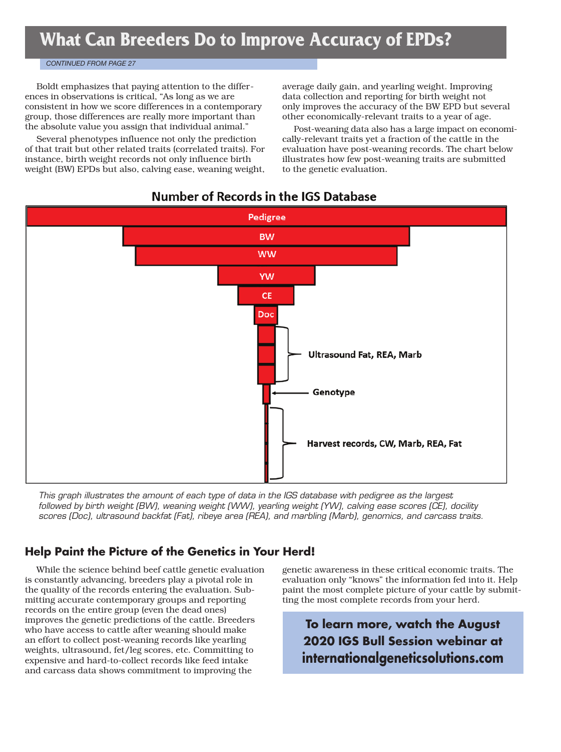# What Can Breeders Do to Improve Accuracy of EPDs?

*CONTINUED FROM PAGE 27*

Boldt emphasizes that paying attention to the differences in observations is critical, "As long as we are consistent in how we score differences in a contemporary group, those differences are really more important than the absolute value you assign that individual animal."

Several phenotypes influence not only the prediction of that trait but other related traits (correlated traits). For instance, birth weight records not only influence birth weight (BW) EPDs but also, calving ease, weaning weight, average daily gain, and yearling weight. Improving data collection and reporting for birth weight not only improves the accuracy of the BW EPD but several other economically-relevant traits to a year of age.

Post-weaning data also has a large impact on economically-relevant traits yet a fraction of the cattle in the evaluation have post-weaning records. The chart below illustrates how few post-weaning traits are submitted to the genetic evaluation.

**Number of Records in the IGS Database**

Pedigree

BW

WW

YW

CE

Doc

Ultrasound Fat, REA, Marb

Genotype

Harvest records, CW, Marb, REA, Fat

*This graph illustrates the amount of each type of data in the IGS database with pedigree as the largest followed by birth weight (BW), weaning weight (WW), yearling weight (YW), calving ease scores (CE), docility scores (Doc), ultrasound backfat (Fat), ribeye area (REA), and marbling (Marb), genomics, and carcass traits.*

## Help Paint the Picture of the Genetics in Your Herd!

While the science behind beef cattle genetic evaluation is constantly advancing, breeders play a pivotal role in the quality of the records entering the evaluation. Submitting accurate contemporary groups and reporting records on the entire group (even the dead ones) improves the genetic predictions of the cattle. Breeders who have access to cattle after weaning should make an effort to collect post-weaning records like yearling weights, ultrasound, fet/leg scores, etc. Committing to expensive and hard-to-collect records like feed intake and carcass data shows commitment to improving the genetic awareness in these critical economic traits. The evaluation only "knows" the information fed into it. Help paint the most complete picture of your cattle by submitting the most complete records from your herd.

**To learn more, watch the August 2020 IGS Bull Session webinar at internationalgeneticsolutions.com**